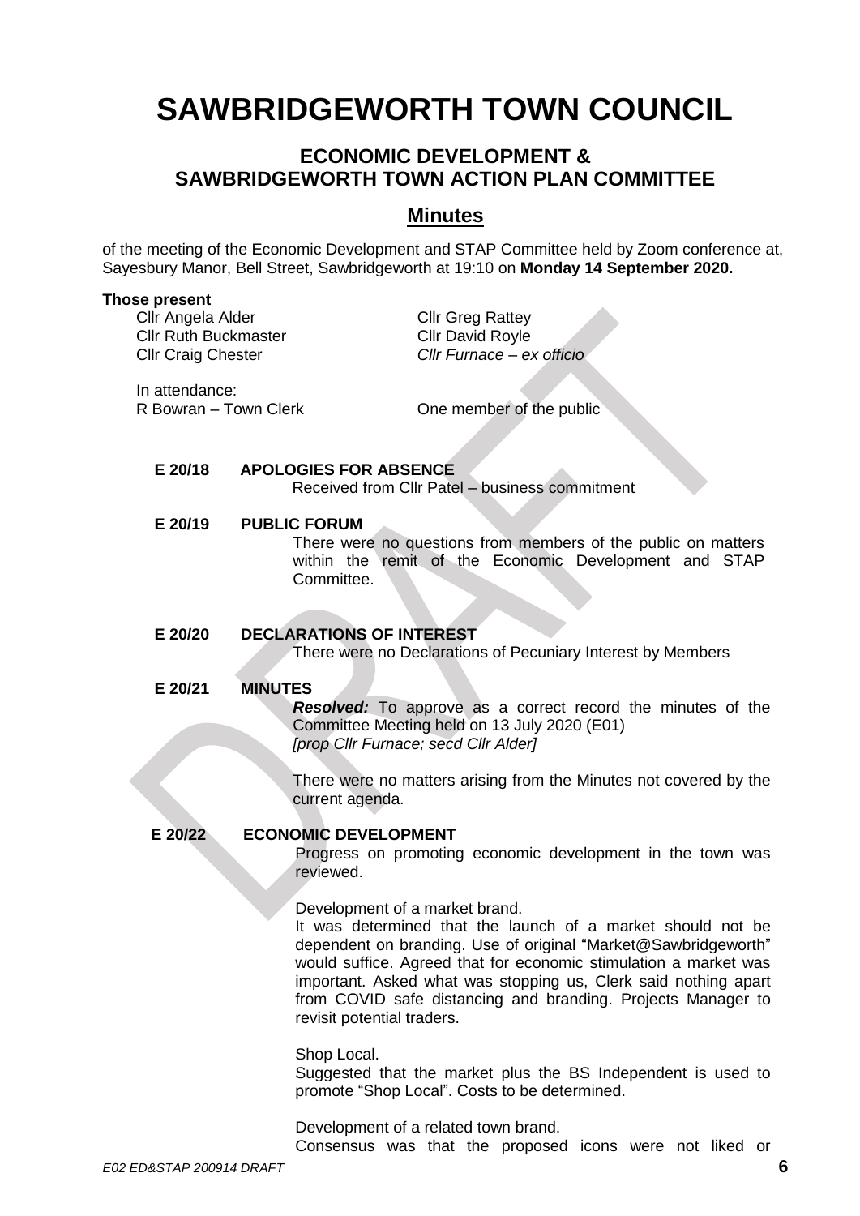# SAWBRIDGEWORTH TOWN COUNCIL

## ECONOMIC DEVELOPMENT & SAWBRIDGEWORTH TOWN ACTION PLAN COMMITTEE

## Minutes

of the meeting of the Economic Development and STAP Committee held by Zoom conference at, Sayesbury Manor, Bell Street, Sawbridgeworth at 19:10 on **Monday 14 September 2020.**

**Those present**

Cllr Angela Alder
Cllr Ruth Buckmaster
Cllr Craig Chester
Cllr Greg Rattey
Cllr David Royle
*Cllr Furnace – ex officio*

In attendance:
R Bowran – Town Clerk
One member of the public

**E 20/18 APOLOGIES FOR ABSENCE**

Received from Cllr Patel – business commitment

**E 20/19 PUBLIC FORUM**

There were no questions from members of the public on matters within the remit of the Economic Development and STAP Committee.

**E 20/20 DECLARATIONS OF INTEREST**

There were no Declarations of Pecuniary Interest by Members

**E 20/21 MINUTES**

***Resolved:*** To approve as a correct record the minutes of the Committee Meeting held on 13 July 2020 (E01)
*[prop Cllr Furnace; secd Cllr Alder]*

There were no matters arising from the Minutes not covered by the current agenda.

**E 20/22 ECONOMIC DEVELOPMENT**

Progress on promoting economic development in the town was reviewed.

Development of a market brand.
It was determined that the launch of a market should not be dependent on branding. Use of original "Market@Sawbridgeworth" would suffice. Agreed that for economic stimulation a market was important. Asked what was stopping us, Clerk said nothing apart from COVID safe distancing and branding. Projects Manager to revisit potential traders.

Shop Local.
Suggested that the market plus the BS Independent is used to promote "Shop Local". Costs to be determined.

Development of a related town brand.
Consensus was that the proposed icons were not liked or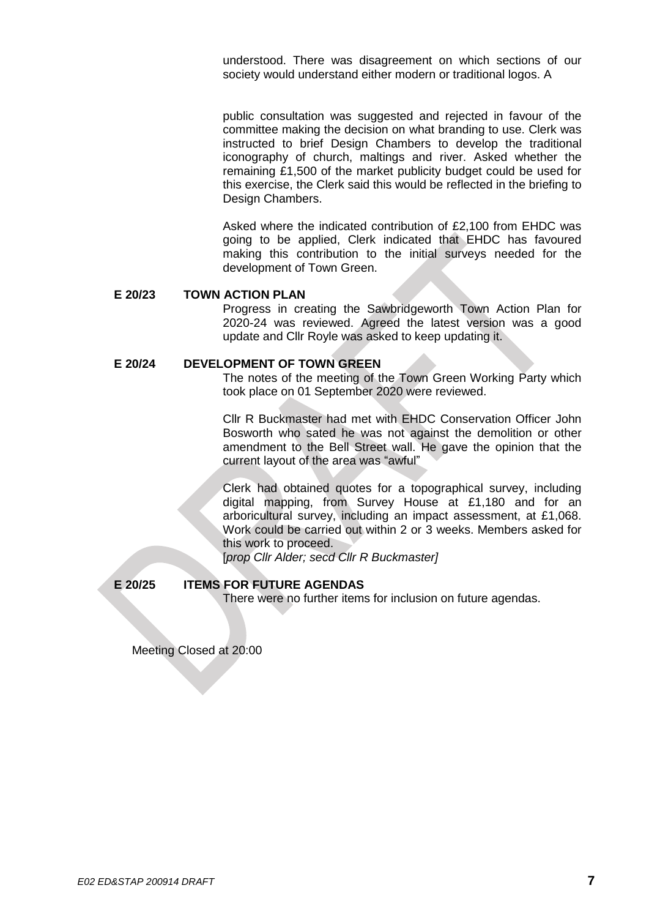understood. There was disagreement on which sections of our society would understand either modern or traditional logos. A

public consultation was suggested and rejected in favour of the committee making the decision on what branding to use. Clerk was instructed to brief Design Chambers to develop the traditional iconography of church, maltings and river. Asked whether the remaining £1,500 of the market publicity budget could be used for this exercise, the Clerk said this would be reflected in the briefing to Design Chambers.

Asked where the indicated contribution of £2,100 from EHDC was going to be applied, Clerk indicated that EHDC has favoured making this contribution to the initial surveys needed for the development of Town Green.

**E 20/23 TOWN ACTION PLAN**

Progress in creating the Sawbridgeworth Town Action Plan for 2020-24 was reviewed. Agreed the latest version was a good update and Cllr Royle was asked to keep updating it.

**E 20/24 DEVELOPMENT OF TOWN GREEN**

The notes of the meeting of the Town Green Working Party which took place on 01 September 2020 were reviewed.

Cllr R Buckmaster had met with EHDC Conservation Officer John Bosworth who sated he was not against the demolition or other amendment to the Bell Street wall. He gave the opinion that the current layout of the area was "awful"

Clerk had obtained quotes for a topographical survey, including digital mapping, from Survey House at £1,180 and for an arboricultural survey, including an impact assessment, at £1,068. Work could be carried out within 2 or 3 weeks. Members asked for this work to proceed.

[*prop Cllr Alder; secd Cllr R Buckmaster]*

**E 20/25 ITEMS FOR FUTURE AGENDAS**

There were no further items for inclusion on future agendas.

Meeting Closed at 20:00